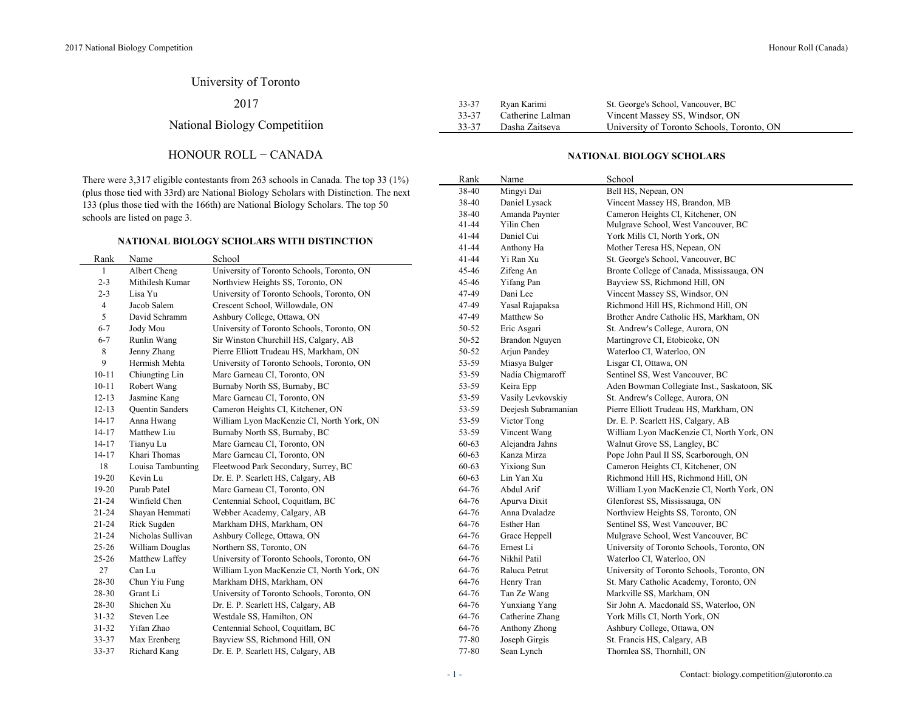# University of Toronto

# 2017

# National Biology Competitiion

## HONOUR ROLL − CANADA

There were 3,317 eligible contestants from 263 schools in Canada. The top 33 (1%) (plus those tied with 33rd) are National Biology Scholars with Distinction. The next 133 (plus those tied with the 166th) are National Biology Scholars. The top 50 schools are listed on page 3.

### NATIONAL BIOLOGY SCHOLARS WITH DISTINCTION

| Rank | Name | School |
|---|---|---|
| 1 | Albert Cheng | University of Toronto Schools, Toronto, ON |
| 2-3 | Mithilesh Kumar | Northview Heights SS, Toronto, ON |
| 2-3 | Lisa Yu | University of Toronto Schools, Toronto, ON |
| 4 | Jacob Salem | Crescent School, Willowdale, ON |
| 5 | David Schramm | Ashbury College, Ottawa, ON |
| 6-7 | Jody Mou | University of Toronto Schools, Toronto, ON |
| 6-7 | Runlin Wang | Sir Winston Churchill HS, Calgary, AB |
| 8 | Jenny Zhang | Pierre Elliott Trudeau HS, Markham, ON |
| 9 | Hermish Mehta | University of Toronto Schools, Toronto, ON |
| 10-11 | Chiungting Lin | Marc Garneau CI, Toronto, ON |
| 10-11 | Robert Wang | Burnaby North SS, Burnaby, BC |
| 12-13 | Jasmine Kang | Marc Garneau CI, Toronto, ON |
| 12-13 | Quentin Sanders | Cameron Heights CI, Kitchener, ON |
| 14-17 | Anna Hwang | William Lyon MacKenzie CI, North York, ON |
| 14-17 | Matthew Liu | Burnaby North SS, Burnaby, BC |
| 14-17 | Tianyu Lu | Marc Garneau CI, Toronto, ON |
| 14-17 | Khari Thomas | Marc Garneau CI, Toronto, ON |
| 18 | Louisa Tambunting | Fleetwood Park Secondary, Surrey, BC |
| 19-20 | Kevin Lu | Dr. E. P. Scarlett HS, Calgary, AB |
| 19-20 | Purab Patel | Marc Garneau CI, Toronto, ON |
| 21-24 | Winfield Chen | Centennial School, Coquitlam, BC |
| 21-24 | Shayan Hemmati | Webber Academy, Calgary, AB |
| 21-24 | Rick Sugden | Markham DHS, Markham, ON |
| 21-24 | Nicholas Sullivan | Ashbury College, Ottawa, ON |
| 25-26 | William Douglas | Northern SS, Toronto, ON |
| 25-26 | Matthew Laffey | University of Toronto Schools, Toronto, ON |
| 27 | Can Lu | William Lyon MacKenzie CI, North York, ON |
| 28-30 | Chun Yiu Fung | Markham DHS, Markham, ON |
| 28-30 | Grant Li | University of Toronto Schools, Toronto, ON |
| 28-30 | Shichen Xu | Dr. E. P. Scarlett HS, Calgary, AB |
| 31-32 | Steven Lee | Westdale SS, Hamilton, ON |
| 31-32 | Yifan Zhao | Centennial School, Coquitlam, BC |
| 33-37 | Max Erenberg | Bayview SS, Richmond Hill, ON |
| 33-37 | Richard Kang | Dr. E. P. Scarlett HS, Calgary, AB |
| 33-37 | Ryan Karimi | St. George's School, Vancouver, BC |
| 33-37 | Catherine Lalman | Vincent Massey SS, Windsor, ON |
| 33-37 | Dasha Zaitseva | University of Toronto Schools, Toronto, ON |

### NATIONAL BIOLOGY SCHOLARS

| Rank | Name | School |
|---|---|---|
| 38-40 | Mingyi Dai | Bell HS, Nepean, ON |
| 38-40 | Daniel Lysack | Vincent Massey HS, Brandon, MB |
| 38-40 | Amanda Paynter | Cameron Heights CI, Kitchener, ON |
| 41-44 | Yilin Chen | Mulgrave School, West Vancouver, BC |
| 41-44 | Daniel Cui | York Mills CI, North York, ON |
| 41-44 | Anthony Ha | Mother Teresa HS, Nepean, ON |
| 41-44 | Yi Ran Xu | St. George's School, Vancouver, BC |
| 45-46 | Zifeng An | Bronte College of Canada, Mississauga, ON |
| 45-46 | Yifang Pan | Bayview SS, Richmond Hill, ON |
| 47-49 | Dani Lee | Vincent Massey SS, Windsor, ON |
| 47-49 | Yasal Rajapaksa | Richmond Hill HS, Richmond Hill, ON |
| 47-49 | Matthew So | Brother Andre Catholic HS, Markham, ON |
| 50-52 | Eric Asgari | St. Andrew's College, Aurora, ON |
| 50-52 | Brandon Nguyen | Martingrove CI, Etobicoke, ON |
| 50-52 | Arjun Pandey | Waterloo CI, Waterloo, ON |
| 53-59 | Miasya Bulger | Lisgar CI, Ottawa, ON |
| 53-59 | Nadia Chigmaroff | Sentinel SS, West Vancouver, BC |
| 53-59 | Keira Epp | Aden Bowman Collegiate Inst., Saskatoon, SK |
| 53-59 | Vasily Levkovskiy | St. Andrew's College, Aurora, ON |
| 53-59 | Deejesh Subramanian | Pierre Elliott Trudeau HS, Markham, ON |
| 53-59 | Victor Tong | Dr. E. P. Scarlett HS, Calgary, AB |
| 53-59 | Vincent Wang | William Lyon MacKenzie CI, North York, ON |
| 60-63 | Alejandra Jahns | Walnut Grove SS, Langley, BC |
| 60-63 | Kanza Mirza | Pope John Paul II SS, Scarborough, ON |
| 60-63 | Yixiong Sun | Cameron Heights CI, Kitchener, ON |
| 60-63 | Lin Yan Xu | Richmond Hill HS, Richmond Hill, ON |
| 64-76 | Abdul Arif | William Lyon MacKenzie CI, North York, ON |
| 64-76 | Apurva Dixit | Glenforest SS, Mississauga, ON |
| 64-76 | Anna Dvaladze | Northview Heights SS, Toronto, ON |
| 64-76 | Esther Han | Sentinel SS, West Vancouver, BC |
| 64-76 | Grace Heppell | Mulgrave School, West Vancouver, BC |
| 64-76 | Ernest Li | University of Toronto Schools, Toronto, ON |
| 64-76 | Nikhil Patil | Waterloo CI, Waterloo, ON |
| 64-76 | Raluca Petrut | University of Toronto Schools, Toronto, ON |
| 64-76 | Henry Tran | St. Mary Catholic Academy, Toronto, ON |
| 64-76 | Tan Ze Wang | Markville SS, Markham, ON |
| 64-76 | Yunxiang Yang | Sir John A. Macdonald SS, Waterloo, ON |
| 64-76 | Catherine Zhang | York Mills CI, North York, ON |
| 64-76 | Anthony Zhong | Ashbury College, Ottawa, ON |
| 77-80 | Joseph Girgis | St. Francis HS, Calgary, AB |
| 77-80 | Sean Lynch | Thornlea SS, Thornhill, ON |

Contact: biology.competition@utoronto.ca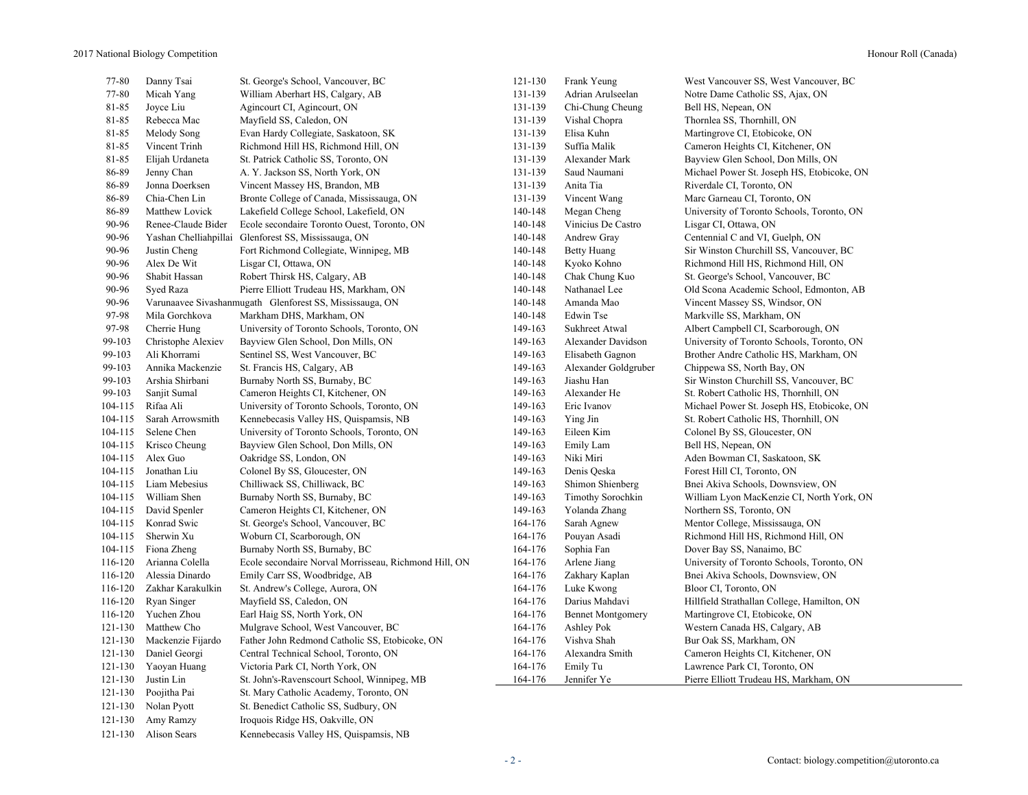| Rank | Name | School |
|---|---|---|
| 77-80 | Danny Tsai | St. George's School, Vancouver, BC |
| 77-80 | Micah Yang | William Aberhart HS, Calgary, AB |
| 81-85 | Joyce Liu | Agincourt CI, Agincourt, ON |
| 81-85 | Rebecca Mac | Mayfield SS, Caledon, ON |
| 81-85 | Melody Song | Evan Hardy Collegiate, Saskatoon, SK |
| 81-85 | Vincent Trinh | Richmond Hill HS, Richmond Hill, ON |
| 81-85 | Elijah Urdaneta | St. Patrick Catholic SS, Toronto, ON |
| 86-89 | Jenny Chan | A. Y. Jackson SS, North York, ON |
| 86-89 | Jonna Doerksen | Vincent Massey HS, Brandon, MB |
| 86-89 | Chia-Chen Lin | Bronte College of Canada, Mississauga, ON |
| 86-89 | Matthew Lovick | Lakefield College School, Lakefield, ON |
| 90-96 | Renee-Claude Bider | Ecole secondaire Toronto Ouest, Toronto, ON |
| 90-96 | Yashan Chelliahpillai | Glenforest SS, Mississauga, ON |
| 90-96 | Justin Cheng | Fort Richmond Collegiate, Winnipeg, MB |
| 90-96 | Alex De Wit | Lisgar CI, Ottawa, ON |
| 90-96 | Shabit Hassan | Robert Thirsk HS, Calgary, AB |
| 90-96 | Syed Raza | Pierre Elliott Trudeau HS, Markham, ON |
| 90-96 | Varunaavee Sivashanmugath | Glenforest SS, Mississauga, ON |
| 97-98 | Mila Gorchkova | Markham DHS, Markham, ON |
| 97-98 | Cherrie Hung | University of Toronto Schools, Toronto, ON |
| 99-103 | Christophe Alexiev | Bayview Glen School, Don Mills, ON |
| 99-103 | Ali Khorrami | Sentinel SS, West Vancouver, BC |
| 99-103 | Annika Mackenzie | St. Francis HS, Calgary, AB |
| 99-103 | Arshia Shirbani | Burnaby North SS, Burnaby, BC |
| 99-103 | Sanjit Sumal | Cameron Heights CI, Kitchener, ON |
| 104-115 | Rifaa Ali | University of Toronto Schools, Toronto, ON |
| 104-115 | Sarah Arrowsmith | Kennebecasis Valley HS, Quispamsis, NB |
| 104-115 | Selene Chen | University of Toronto Schools, Toronto, ON |
| 104-115 | Krisco Cheung | Bayview Glen School, Don Mills, ON |
| 104-115 | Alex Guo | Oakridge SS, London, ON |
| 104-115 | Jonathan Liu | Colonel By SS, Gloucester, ON |
| 104-115 | Liam Mebesius | Chilliwack SS, Chilliwack, BC |
| 104-115 | William Shen | Burnaby North SS, Burnaby, BC |
| 104-115 | David Spenler | Cameron Heights CI, Kitchener, ON |
| 104-115 | Konrad Swic | St. George's School, Vancouver, BC |
| 104-115 | Sherwin Xu | Woburn CI, Scarborough, ON |
| 104-115 | Fiona Zheng | Burnaby North SS, Burnaby, BC |
| 116-120 | Arianna Colella | Ecole secondaire Norval Morrisseau, Richmond Hill, ON |
| 116-120 | Alessia Dinardo | Emily Carr SS, Woodbridge, AB |
| 116-120 | Zakhar Karakulkin | St. Andrew's College, Aurora, ON |
| 116-120 | Ryan Singer | Mayfield SS, Caledon, ON |
| 116-120 | Yuchen Zhou | Earl Haig SS, North York, ON |
| 121-130 | Matthew Cho | Mulgrave School, West Vancouver, BC |
| 121-130 | Mackenzie Fijardo | Father John Redmond Catholic SS, Etobicoke, ON |
| 121-130 | Daniel Georgi | Central Technical School, Toronto, ON |
| 121-130 | Yaoyan Huang | Victoria Park CI, North York, ON |
| 121-130 | Justin Lin | St. John's-Ravenscourt School, Winnipeg, MB |
| 121-130 | Poojitha Pai | St. Mary Catholic Academy, Toronto, ON |
| 121-130 | Nolan Pyott | St. Benedict Catholic SS, Sudbury, ON |
| 121-130 | Amy Ramzy | Iroquois Ridge HS, Oakville, ON |
| 121-130 | Alison Sears | Kennebecasis Valley HS, Quispamsis, NB |
| 121-130 | Frank Yeung | West Vancouver SS, West Vancouver, BC |
| 131-139 | Adrian Arulseelan | Notre Dame Catholic SS, Ajax, ON |
| 131-139 | Chi-Chung Cheung | Bell HS, Nepean, ON |
| 131-139 | Vishal Chopra | Thornlea SS, Thornhill, ON |
| 131-139 | Elisa Kuhn | Martingrove CI, Etobicoke, ON |
| 131-139 | Suffia Malik | Cameron Heights CI, Kitchener, ON |
| 131-139 | Alexander Mark | Bayview Glen School, Don Mills, ON |
| 131-139 | Saud Naumani | Michael Power St. Joseph HS, Etobicoke, ON |
| 131-139 | Anita Tia | Riverdale CI, Toronto, ON |
| 131-139 | Vincent Wang | Marc Garneau CI, Toronto, ON |
| 140-148 | Megan Cheng | University of Toronto Schools, Toronto, ON |
| 140-148 | Vinicius De Castro | Lisgar CI, Ottawa, ON |
| 140-148 | Andrew Gray | Centennial C and VI, Guelph, ON |
| 140-148 | Betty Huang | Sir Winston Churchill SS, Vancouver, BC |
| 140-148 | Kyoko Kohno | Richmond Hill HS, Richmond Hill, ON |
| 140-148 | Chak Chung Kuo | St. George's School, Vancouver, BC |
| 140-148 | Nathanael Lee | Old Scona Academic School, Edmonton, AB |
| 140-148 | Amanda Mao | Vincent Massey SS, Windsor, ON |
| 140-148 | Edwin Tse | Markville SS, Markham, ON |
| 149-163 | Sukhreet Atwal | Albert Campbell CI, Scarborough, ON |
| 149-163 | Alexander Davidson | University of Toronto Schools, Toronto, ON |
| 149-163 | Elisabeth Gagnon | Brother Andre Catholic HS, Markham, ON |
| 149-163 | Alexander Goldgruber | Chippewa SS, North Bay, ON |
| 149-163 | Jiashu Han | Sir Winston Churchill SS, Vancouver, BC |
| 149-163 | Alexander He | St. Robert Catholic HS, Thornhill, ON |
| 149-163 | Eric Ivanov | Michael Power St. Joseph HS, Etobicoke, ON |
| 149-163 | Ying Jin | St. Robert Catholic HS, Thornhill, ON |
| 149-163 | Eileen Kim | Colonel By SS, Gloucester, ON |
| 149-163 | Emily Lam | Bell HS, Nepean, ON |
| 149-163 | Niki Miri | Aden Bowman CI, Saskatoon, SK |
| 149-163 | Denis Qeska | Forest Hill CI, Toronto, ON |
| 149-163 | Shimon Shienberg | Bnei Akiva Schools, Downsview, ON |
| 149-163 | Timothy Sorochkin | William Lyon MacKenzie CI, North York, ON |
| 149-163 | Yolanda Zhang | Northern SS, Toronto, ON |
| 164-176 | Sarah Agnew | Mentor College, Mississauga, ON |
| 164-176 | Pouyan Asadi | Richmond Hill HS, Richmond Hill, ON |
| 164-176 | Sophia Fan | Dover Bay SS, Nanaimo, BC |
| 164-176 | Arlene Jiang | University of Toronto Schools, Toronto, ON |
| 164-176 | Zakhary Kaplan | Bnei Akiva Schools, Downsview, ON |
| 164-176 | Luke Kwong | Bloor CI, Toronto, ON |
| 164-176 | Darius Mahdavi | Hillfield Strathallan College, Hamilton, ON |
| 164-176 | Bennet Montgomery | Martingrove CI, Etobicoke, ON |
| 164-176 | Ashley Pok | Western Canada HS, Calgary, AB |
| 164-176 | Vishva Shah | Bur Oak SS, Markham, ON |
| 164-176 | Alexandra Smith | Cameron Heights CI, Kitchener, ON |
| 164-176 | Emily Tu | Lawrence Park CI, Toronto, ON |
| 164-176 | Jennifer Ye | Pierre Elliott Trudeau HS, Markham, ON |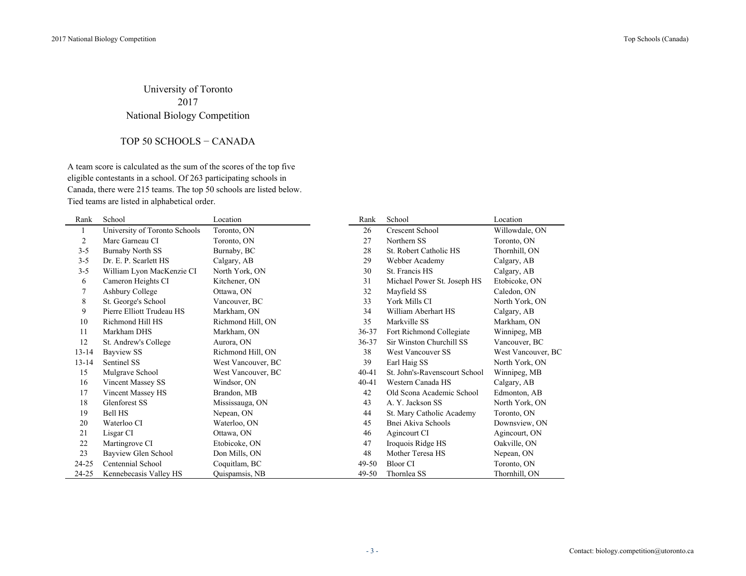# University of Toronto
# 2017
# National Biology Competition

## TOP 50 SCHOOLS − CANADA

A team score is calculated as the sum of the scores of the top five eligible contestants in a school. Of 263 participating schools in Canada, there were 215 teams. The top 50 schools are listed below. Tied teams are listed in alphabetical order.

| Rank | School | Location |
|---|---|---|
| 1 | University of Toronto Schools | Toronto, ON |
| 2 | Marc Garneau CI | Toronto, ON |
| 3-5 | Burnaby North SS | Burnaby, BC |
| 3-5 | Dr. E. P. Scarlett HS | Calgary, AB |
| 3-5 | William Lyon MacKenzie CI | North York, ON |
| 6 | Cameron Heights CI | Kitchener, ON |
| 7 | Ashbury College | Ottawa, ON |
| 8 | St. George's School | Vancouver, BC |
| 9 | Pierre Elliott Trudeau HS | Markham, ON |
| 10 | Richmond Hill HS | Richmond Hill, ON |
| 11 | Markham DHS | Markham, ON |
| 12 | St. Andrew's College | Aurora, ON |
| 13-14 | Bayview SS | Richmond Hill, ON |
| 13-14 | Sentinel SS | West Vancouver, BC |
| 15 | Mulgrave School | West Vancouver, BC |
| 16 | Vincent Massey SS | Windsor, ON |
| 17 | Vincent Massey HS | Brandon, MB |
| 18 | Glenforest SS | Mississauga, ON |
| 19 | Bell HS | Nepean, ON |
| 20 | Waterloo CI | Waterloo, ON |
| 21 | Lisgar CI | Ottawa, ON |
| 22 | Martingrove CI | Etobicoke, ON |
| 23 | Bayview Glen School | Don Mills, ON |
| 24-25 | Centennial School | Coquitlam, BC |
| 24-25 | Kennebecasis Valley HS | Quispamsis, NB |
| 26 | Crescent School | Willowdale, ON |
| 27 | Northern SS | Toronto, ON |
| 28 | St. Robert Catholic HS | Thornhill, ON |
| 29 | Webber Academy | Calgary, AB |
| 30 | St. Francis HS | Calgary, AB |
| 31 | Michael Power St. Joseph HS | Etobicoke, ON |
| 32 | Mayfield SS | Caledon, ON |
| 33 | York Mills CI | North York, ON |
| 34 | William Aberhart HS | Calgary, AB |
| 35 | Markville SS | Markham, ON |
| 36-37 | Fort Richmond Collegiate | Winnipeg, MB |
| 36-37 | Sir Winston Churchill SS | Vancouver, BC |
| 38 | West Vancouver SS | West Vancouver, BC |
| 39 | Earl Haig SS | North York, ON |
| 40-41 | St. John's-Ravenscourt School | Winnipeg, MB |
| 40-41 | Western Canada HS | Calgary, AB |
| 42 | Old Scona Academic School | Edmonton, AB |
| 43 | A. Y. Jackson SS | North York, ON |
| 44 | St. Mary Catholic Academy | Toronto, ON |
| 45 | Bnei Akiva Schools | Downsview, ON |
| 46 | Agincourt CI | Agincourt, ON |
| 47 | Iroquois Ridge HS | Oakville, ON |
| 48 | Mother Teresa HS | Nepean, ON |
| 49-50 | Bloor CI | Toronto, ON |
| 49-50 | Thornlea SS | Thornhill, ON |

Contact: biology.competition@utoronto.ca